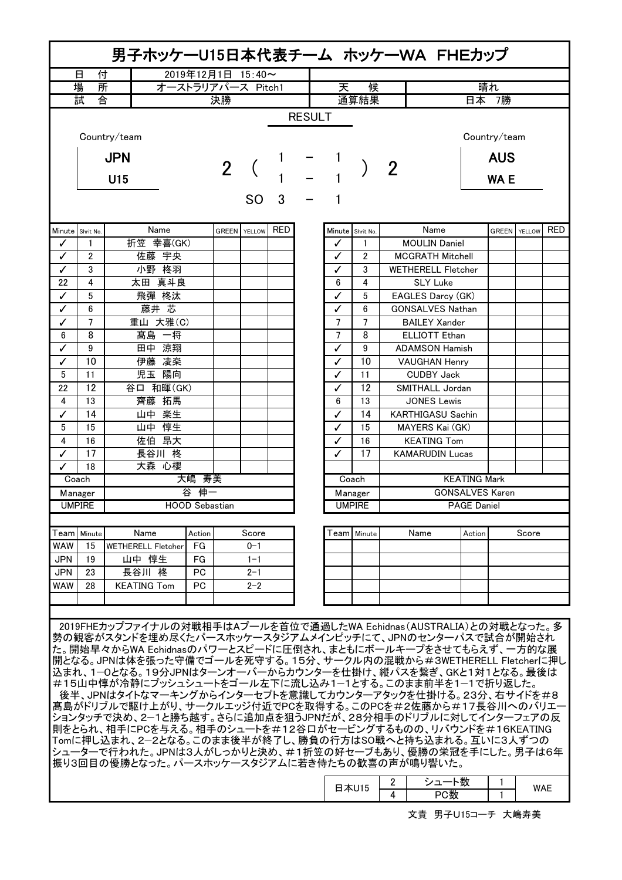# 男子ホッケーU15日本代表チーム ホッケーWA FHEカップ

| 日付 | 2019年12月1日 15:40～ | | |
|---|---|---|---|
| 場所 | オーストラリアパース Pitch1 | 天候 | 晴れ |
| 試合 | 決勝 | 通算結果 | 日本 7勝 |

## RESULT

| Country/team | | | | | | Country/team |
|---|---|---|---|---|---|---|
| JPN U15 | 2 | ( 1 - 1 ) | | | 2 | AUS WA E |
| | | ( 1 - 1 ) | | | | |
| | | SO 3 - 1 | | | | |

| Minute | Shrit No. | Name | GREEN | YELLOW | RED |
|---|---|---|---|---|---|
| ✓ | 1 | 折笠 幸喜(GK) | | | |
| ✓ | 2 | 佐藤 宇央 | | | |
| ✓ | 3 | 小野 柊羽 | | | |
| 22 | 4 | 太田 真斗良 | | | |
| ✓ | 5 | 飛彈 柊汰 | | | |
| ✓ | 6 | 藤井 芯 | | | |
| ✓ | 7 | 重山 大雅(C) | | | |
| 6 | 8 | 髙島 一将 | | | |
| ✓ | 9 | 田中 涼翔 | | | |
| ✓ | 10 | 伊藤 凌楽 | | | |
| 5 | 11 | 児玉 陽向 | | | |
| 22 | 12 | 谷口 和暉(GK) | | | |
| 4 | 13 | 齊藤 拓馬 | | | |
| ✓ | 14 | 山中 楽生 | | | |
| 5 | 15 | 山中 惇生 | | | |
| 4 | 16 | 佐伯 昴大 | | | |
| ✓ | 17 | 長谷川 柊 | | | |
| ✓ | 18 | 大森 心櫻 | | | |
| Coach | | 大嶋 寿美 | | | |
| Manager | | 谷 伸一 | | | |
| UMPIRE | | HOOD Sebastian | | | |

| Minute | Shrit No. | Name | GREEN | YELLOW | RED |
|---|---|---|---|---|---|
| ✓ | 1 | MOULIN Daniel | | | |
| ✓ | 2 | MCGRATH Mitchell | | | |
| ✓ | 3 | WETHERELL Fletcher | | | |
| 6 | 4 | SLY Luke | | | |
| ✓ | 5 | EAGLES Darcy (GK) | | | |
| ✓ | 6 | GONSALVES Nathan | | | |
| 7 | 7 | BAILEY Xander | | | |
| 7 | 8 | ELLIOTT Ethan | | | |
| ✓ | 9 | ADAMSON Hamish | | | |
| ✓ | 10 | VAUGHAN Henry | | | |
| ✓ | 11 | CUDBY Jack | | | |
| ✓ | 12 | SMITHALL Jordan | | | |
| 6 | 13 | JONES Lewis | | | |
| ✓ | 14 | KARTHIGASU Sachin | | | |
| ✓ | 15 | MAYERS Kai (GK) | | | |
| ✓ | 16 | KEATING Tom | | | |
| ✓ | 17 | KAMARUDIN Lucas | | | |
| | | | | | |
| Coach | | KEATING Mark | | | |
| Manager | | GONSALVES Karen | | | |
| UMPIRE | | PAGE Daniel | | | |

| Team | Minute | Name | Action | Score |
|---|---|---|---|---|
| WAW | 15 | WETHERELL Fletcher | FG | 0－1 |
| JPN | 19 | 山中 惇生 | FG | 1－1 |
| JPN | 23 | 長谷川 柊 | PC | 2－1 |
| WAW | 28 | KEATING Tom | PC | 2－2 |

2019FHEカップファイナルの対戦相手はAプールを首位で通過したWA Echidnas(AUSTRALIA)との対戦となった。多勢の観客がスタンドを埋め尽くしたパースホッケースタジアムメインピッチにて、JPNのセンターパスで試合が開始された。開始早々からWA Echidnasのパワーとスピードに圧倒され、まともにボールキープをさせてもらえず、一方的な展開となる。JPNは体を張った守備でゴールを死守する。15分、サークル内の混戦から＃3WETHERELL Fletcherに押し込まれ、1－0となる。19分JPNはターンオーバーからカウンターを仕掛け、縦パスを繋ぎ、GKと1対1となる。最後は＃15山中惇が冷静にプッシュシュートをゴール左下に流し込み1－1とする。このまま前半を1－1で折り返した。

後半、JPNはタイトなマーキングからインターセプトを意識してカウンターアタックを仕掛ける。23分、右サイドを＃8髙島がドリブルで駆け上がり、サークルエッジ付近でPCを取得する。このPCを＃2佐藤から＃17長谷川へのバリエーションタッチで決め、2－1と勝ち越す。さらに追加点を狙うJPNだが、28分相手のドリブルに対してインターフェアの反則をとられ、相手にPCを与える。相手のシュートを＃12谷口がセービングするものの、リバウンドを＃16KEATING Tomに押し込まれ、2－2となる。このまま後半が終了し、勝負の行方はSO戦へと持ち込まれる。互いに3人ずつのシューターで行われた。JPNは3人がしっかりと決め、＃1折笠の好セーブもあり、優勝の栄冠を手にした。男子は6年振り3回目の優勝となった。パースホッケースタジアムに若き侍たちの歓喜の声が鳴り響いた。

| 日本U15 | 2 | シュート数 | 1 | WAE |
|---|---|---|---|---|
| | 4 | PC数 | 1 | |

文責 男子U15コーチ 大嶋寿美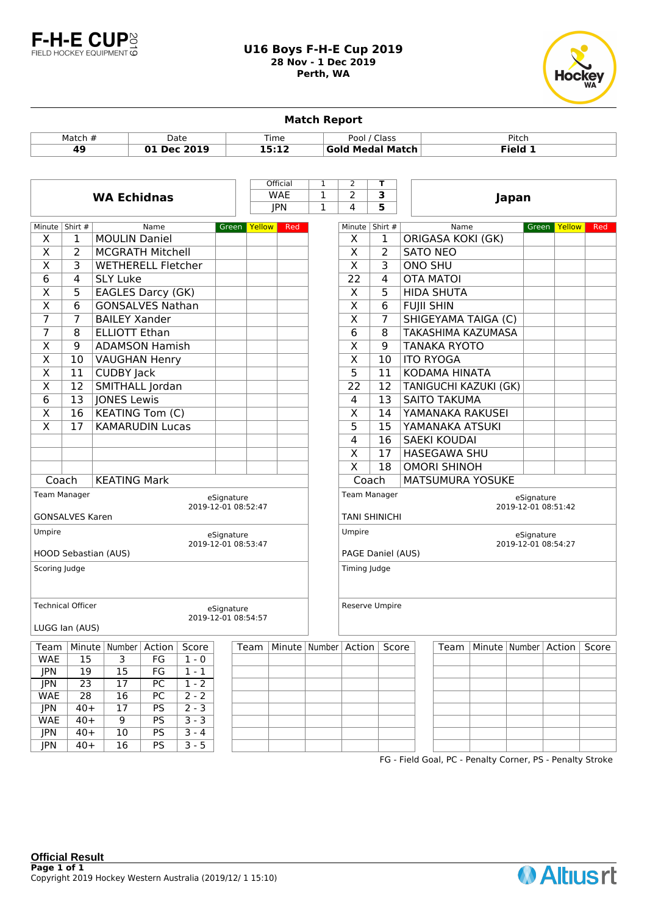F-H-E CUP 2019
FIELD HOCKEY EQUIPMENT

# U16 Boys F-H-E Cup 2019

**28 Nov - 1 Dec 2019**
**Perth, WA**

## Match Report

| Match # | Date | Time | Pool / Class | Pitch |
|---|---|---|---|---|
| **49** | **01 Dec 2019** | **15:12** | **Gold Medal Match** | **Field 1** |

| Official | 1 | 2 | T |
|---|---|---|---|
| WAE | 1 | 2 | **3** |
| JPN | 1 | 4 | **5** |

### WA Echidnas

| Minute | Shirt # | Name | Green | Yellow | Red |
|---|---|---|---|---|---|
| X | 1 | MOULIN Daniel | | | |
| X | 2 | MCGRATH Mitchell | | | |
| X | 3 | WETHERELL Fletcher | | | |
| 6 | 4 | SLY Luke | | | |
| X | 5 | EAGLES Darcy (GK) | | | |
| X | 6 | GONSALVES Nathan | | | |
| 7 | 7 | BAILEY Xander | | | |
| 7 | 8 | ELLIOTT Ethan | | | |
| X | 9 | ADAMSON Hamish | | | |
| X | 10 | VAUGHAN Henry | | | |
| X | 11 | CUDBY Jack | | | |
| X | 12 | SMITHALL Jordan | | | |
| 6 | 13 | JONES Lewis | | | |
| X | 16 | KEATING Tom (C) | | | |
| X | 17 | KAMARUDIN Lucas | | | |
| | | | | | |
| | | | | | |
| | | | | | |
| Coach | | KEATING Mark | | | |

Team Manager: GONSALVES Karen — eSignature 2019-12-01 08:52:47

Umpire: HOOD Sebastian (AUS) — eSignature 2019-12-01 08:53:47

Scoring Judge

Technical Officer: LUGG Ian (AUS) — eSignature 2019-12-01 08:54:57

### Japan

| Minute | Shirt # | Name | Green | Yellow | Red |
|---|---|---|---|---|---|
| X | 1 | ORIGASA KOKI (GK) | | | |
| X | 2 | SATO NEO | | | |
| X | 3 | ONO SHU | | | |
| 22 | 4 | OTA MATOI | | | |
| X | 5 | HIDA SHUTA | | | |
| X | 6 | FUJII SHIN | | | |
| X | 7 | SHIGEYAMA TAIGA (C) | | | |
| 6 | 8 | TAKASHIMA KAZUMASA | | | |
| X | 9 | TANAKA RYOTO | | | |
| X | 10 | ITO RYOGA | | | |
| 5 | 11 | KODAMA HINATA | | | |
| 22 | 12 | TANIGUCHI KAZUKI (GK) | | | |
| 4 | 13 | SAITO TAKUMA | | | |
| X | 14 | YAMANAKA RAKUSEI | | | |
| 5 | 15 | YAMANAKA ATSUKI | | | |
| 4 | 16 | SAEKI KOUDAI | | | |
| X | 17 | HASEGAWA SHU | | | |
| X | 18 | OMORI SHINOH | | | |
| Coach | | MATSUMURA YOSUKE | | | |

Team Manager: TANI SHINICHI — eSignature 2019-12-01 08:51:42

Umpire: PAGE Daniel (AUS) — eSignature 2019-12-01 08:54:27

Timing Judge

Reserve Umpire

| Team | Minute | Number | Action | Score |
|---|---|---|---|---|
| WAE | 15 | 3 | FG | 1 - 0 |
| JPN | 19 | 15 | FG | 1 - 1 |
| JPN | 23 | 17 | PC | 1 - 2 |
| WAE | 28 | 16 | PC | 2 - 2 |
| JPN | 40+ | 17 | PS | 2 - 3 |
| WAE | 40+ | 9 | PS | 3 - 3 |
| JPN | 40+ | 10 | PS | 3 - 4 |
| JPN | 40+ | 16 | PS | 3 - 5 |

FG - Field Goal, PC - Penalty Corner, PS - Penalty Stroke

**Official Result**

Copyright 2019 Hockey Western Australia (2019/12/ 1 15:10)